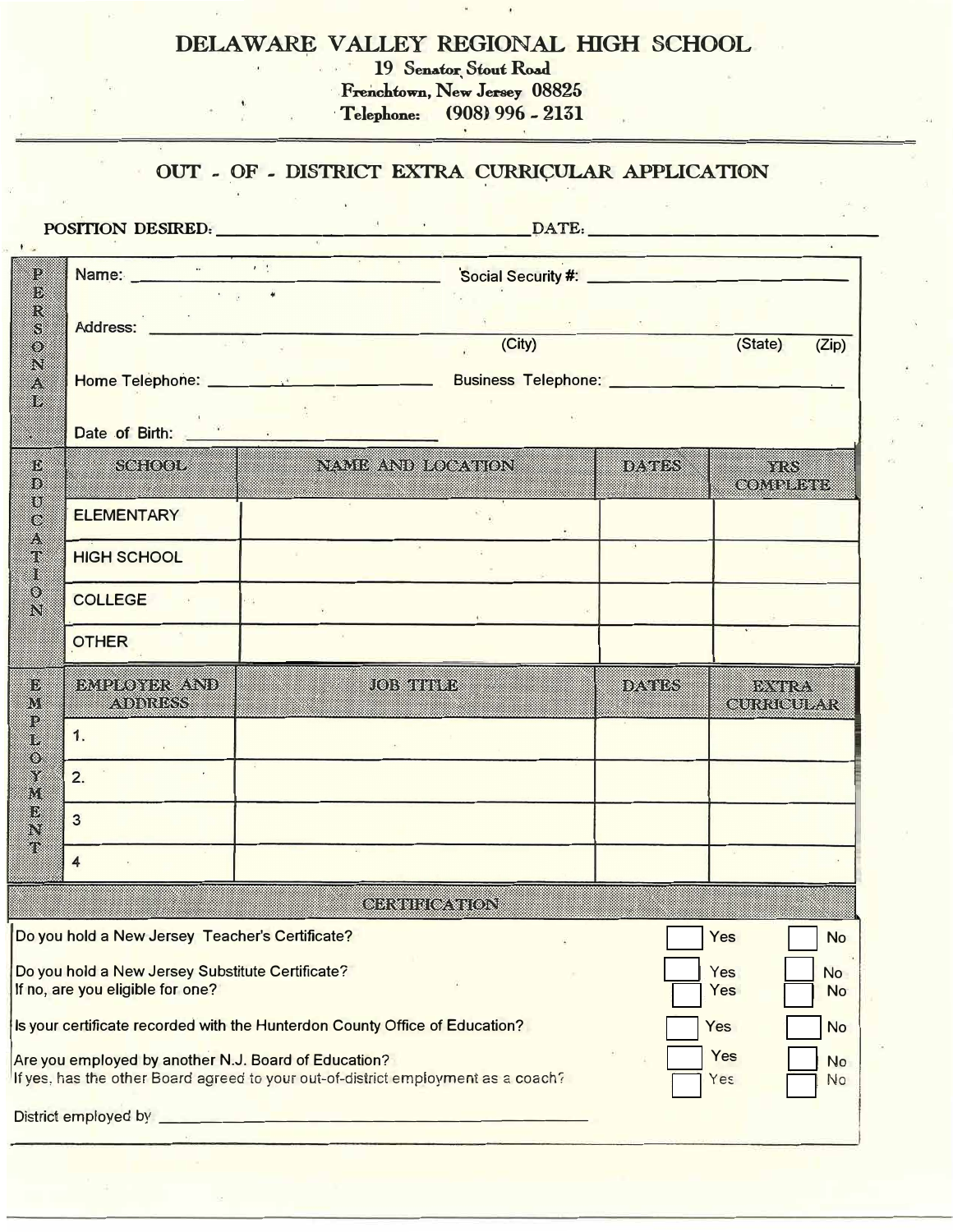# DELAWARE VALLEY REGIONAL HIGH SCHOOL

19 Senator Stout Road
Frenchtown, New Jersey 08825
Telephone: (908) 996 - 2131

## OUT - OF - DISTRICT EXTRA CURRICULAR APPLICATION

POSITION DESIRED: ______________________________ DATE: ______________________________

### PERSONAL

Name: ______________________________ Social Security #: ______________________________

Address: ______________________________ (City) ______________ (State) ______ (Zip) ______

Home Telephone: ______________________________ Business Telephone: ______________________________

Date of Birth: ______________________________

### EDUCATION

| SCHOOL | NAME AND LOCATION | DATES | YRS COMPLETE |
|---|---|---|---|
| ELEMENTARY | | | |
| HIGH SCHOOL | | | |
| COLLEGE | | | |
| OTHER | | | |

### EMPLOYMENT

| EMPLOYER AND ADDRESS | JOB TITLE | DATES | EXTRA CURRICULAR |
|---|---|---|---|
| 1. | | | |
| 2. | | | |
| 3 | | | |
| 4 | | | |

### CERTIFICATION

| | | |
|---|---|---|
| Do you hold a New Jersey Teacher's Certificate? | ☐ Yes | ☐ No |
| Do you hold a New Jersey Substitute Certificate? | ☐ Yes | ☐ No |
| If no, are you eligible for one? | ☐ Yes | ☐ No |
| Is your certificate recorded with the Hunterdon County Office of Education? | ☐ Yes | ☐ No |
| Are you employed by another N.J. Board of Education? | ☐ Yes | ☐ No |
| If yes, has the other Board agreed to your out-of-district employment as a coach? | ☐ Yes | ☐ No |

District employed by ______________________________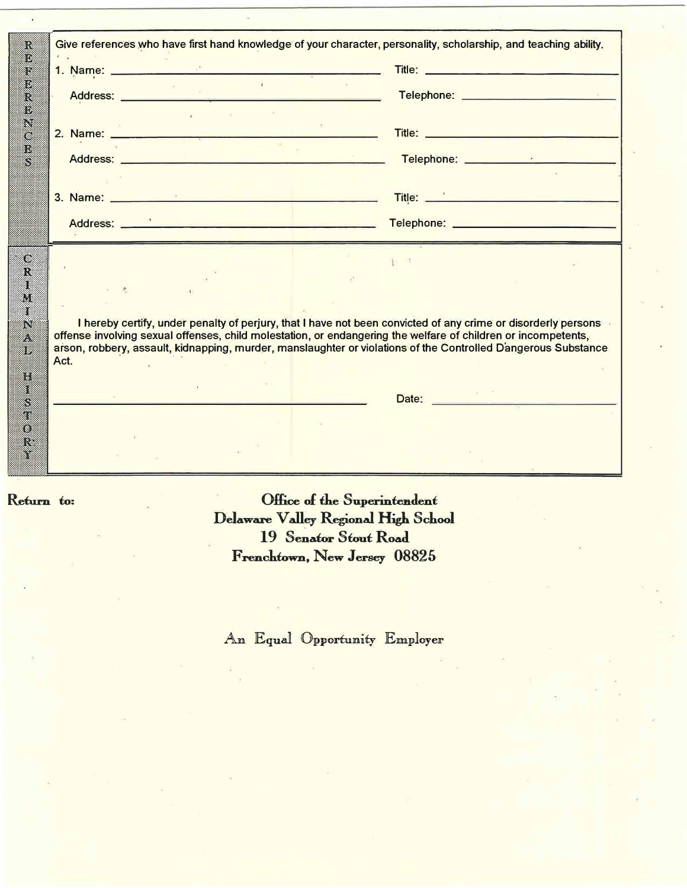## REFERENCES

Give references who have first hand knowledge of your character, personality, scholarship, and teaching ability.

1. Name: ______________________________ Title: ______________________

   Address: ______________________________ Telephone: ______________________

2. Name: ______________________________ Title: ______________________

   Address: ______________________________ Telephone: ______________________

3. Name: ______________________________ Title: ______________________

   Address: ______________________________ Telephone: ______________________

## CRIMINAL HISTORY

I hereby certify, under penalty of perjury, that I have not been convicted of any crime or disorderly persons offense involving sexual offenses, child molestation, or endangering the welfare of children or incompetents, arson, robbery, assault, kidnapping, murder, manslaughter or violations of the Controlled Dangerous Substance Act.

______________________________ Date: ______________________

**Return to:**

**Office of the Superintendent**
**Delaware Valley Regional High School**
**19 Senator Stout Road**
**Frenchtown, New Jersey 08825**

An Equal Opportunity Employer